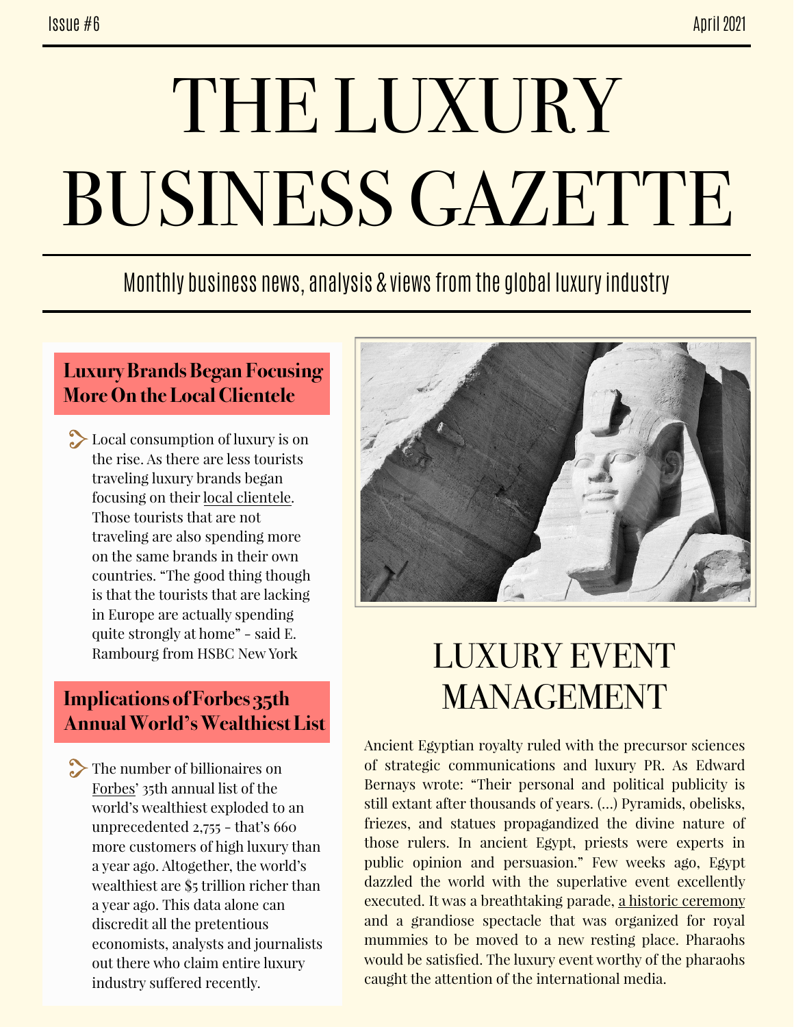Issue #6 April 2021

# THE LUXURY BUSINESS GAZETTE

Monthly business news, analysis & views from the global luxury industry

## Luxury Brands Began Focusing More On the Local Clientele

Local consumption of luxury is on the rise. As there are less tourists traveling luxury brands began focusing on their local clientele. Those tourists that are not traveling are also spending more on the same brands in their own countries. “The good thing though is that the tourists that are lacking in Europe are actually spending quite strongly at home” - said E. Rambourg from HSBC New York

## Implications of Forbes 35th Annual World’s Wealthiest List

The number of billionaires on Forbes’ 35th annual list of the world’s wealthiest exploded to an unprecedented 2,755 - that’s 660 more customers of high luxury than a year ago. Altogether, the world’s wealthiest are $5 trillion richer than a year ago. This data alone can discredit all the pretentious economists, analysts and journalists out there who claim entire luxury industry suffered recently.

## LUXURY EVENT MANAGEMENT

Ancient Egyptian royalty ruled with the precursor sciences of strategic communications and luxury PR. As Edward Bernays wrote: “Their personal and political publicity is still extant after thousands of years. (...) Pyramids, obelisks, friezes, and statues propagandized the divine nature of those rulers. In ancient Egypt, priests were experts in public opinion and persuasion.” Few weeks ago, Egypt dazzled the world with the superlative event excellently executed. It was a breathtaking parade, a historic ceremony and a grandiose spectacle that was organized for royal mummies to be moved to a new resting place. Pharaohs would be satisfied. The luxury event worthy of the pharaohs caught the attention of the international media.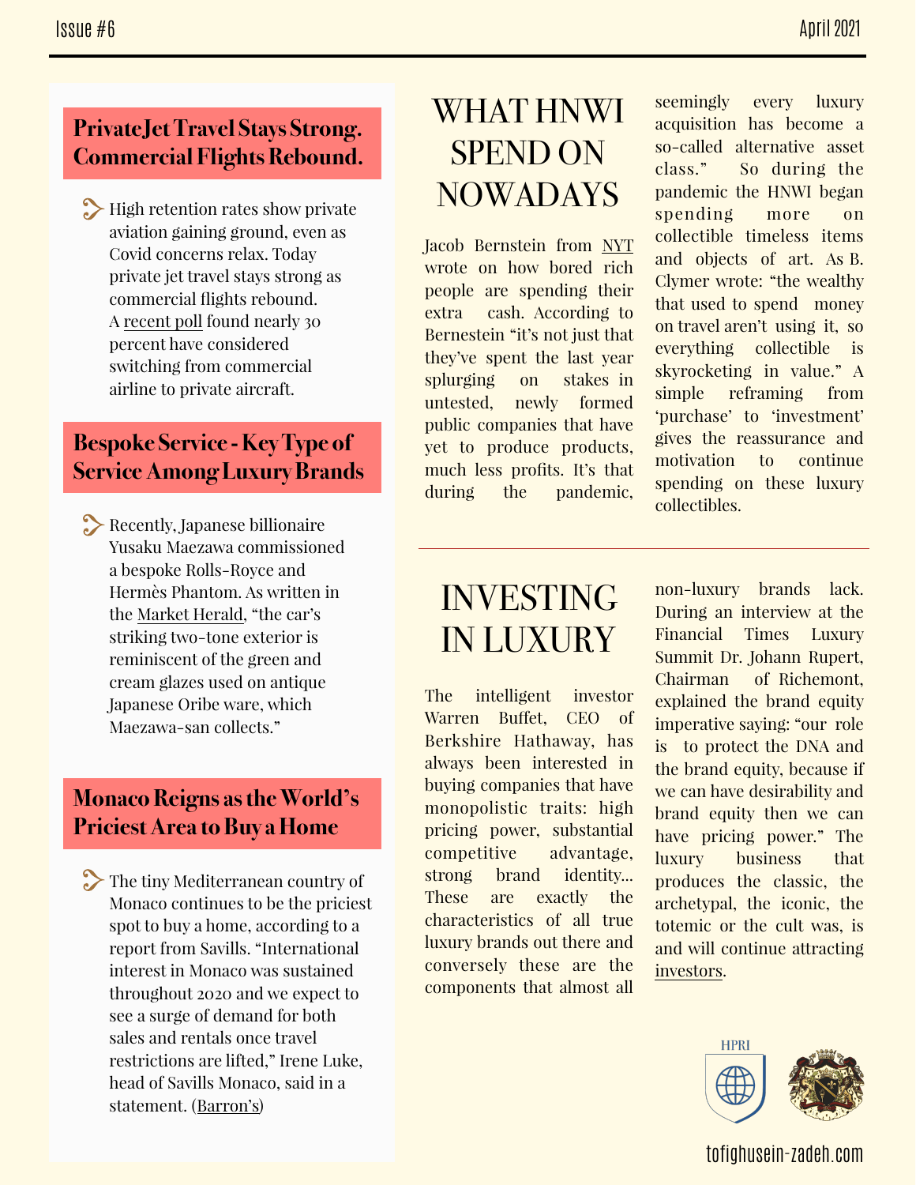## Private Jet Travel Stays Strong. Commercial Flights Rebound.

- High retention rates show private aviation gaining ground, even as Covid concerns relax. Today private jet travel stays strong as commercial flights rebound. A recent poll found nearly 30 percent have considered switching from commercial airline to private aircraft.

## Bespoke Service - Key Type of Service Among Luxury Brands

- Recently, Japanese billionaire Yusaku Maezawa commissioned a bespoke Rolls-Royce and Hermès Phantom. As written in the Market Herald, "the car's striking two-tone exterior is reminiscent of the green and cream glazes used on antique Japanese Oribe ware, which Maezawa-san collects."

## Monaco Reigns as the World's Priciest Area to Buy a Home

- The tiny Mediterranean country of Monaco continues to be the priciest spot to buy a home, according to a report from Savills. "International interest in Monaco was sustained throughout 2020 and we expect to see a surge of demand for both sales and rentals once travel restrictions are lifted," Irene Luke, head of Savills Monaco, said in a statement. (Barron's)

# WHAT HNWI SPEND ON NOWADAYS

Jacob Bernstein from NYT wrote on how bored rich people are spending their extra cash. According to Bernestein "it's not just that they've spent the last year splurging on stakes in untested, newly formed public companies that have yet to produce products, much less profits. It's that during the pandemic, seemingly every luxury acquisition has become a so-called alternative asset class." So during the pandemic the HNWI began spending more on collectible timeless items and objects of art. As B. Clymer wrote: "the wealthy that used to spend money on travel aren't using it, so everything collectible is skyrocketing in value." A simple reframing from 'purchase' to 'investment' gives the reassurance and motivation to continue spending on these luxury collectibles.

# INVESTING IN LUXURY

The intelligent investor Warren Buffet, CEO of Berkshire Hathaway, has always been interested in buying companies that have monopolistic traits: high pricing power, substantial competitive advantage, strong brand identity... These are exactly the characteristics of all true luxury brands out there and conversely these are the components that almost all non-luxury brands lack. During an interview at the Financial Times Luxury Summit Dr. Johann Rupert, Chairman of Richemont, explained the brand equity imperative saying: "our role is to protect the DNA and the brand equity, because if we can have desirability and brand equity then we can have pricing power." The luxury business that produces the classic, the archetypal, the iconic, the totemic or the cult was, is and will continue attracting investors.

HPRI

tofighusein-zadeh.com